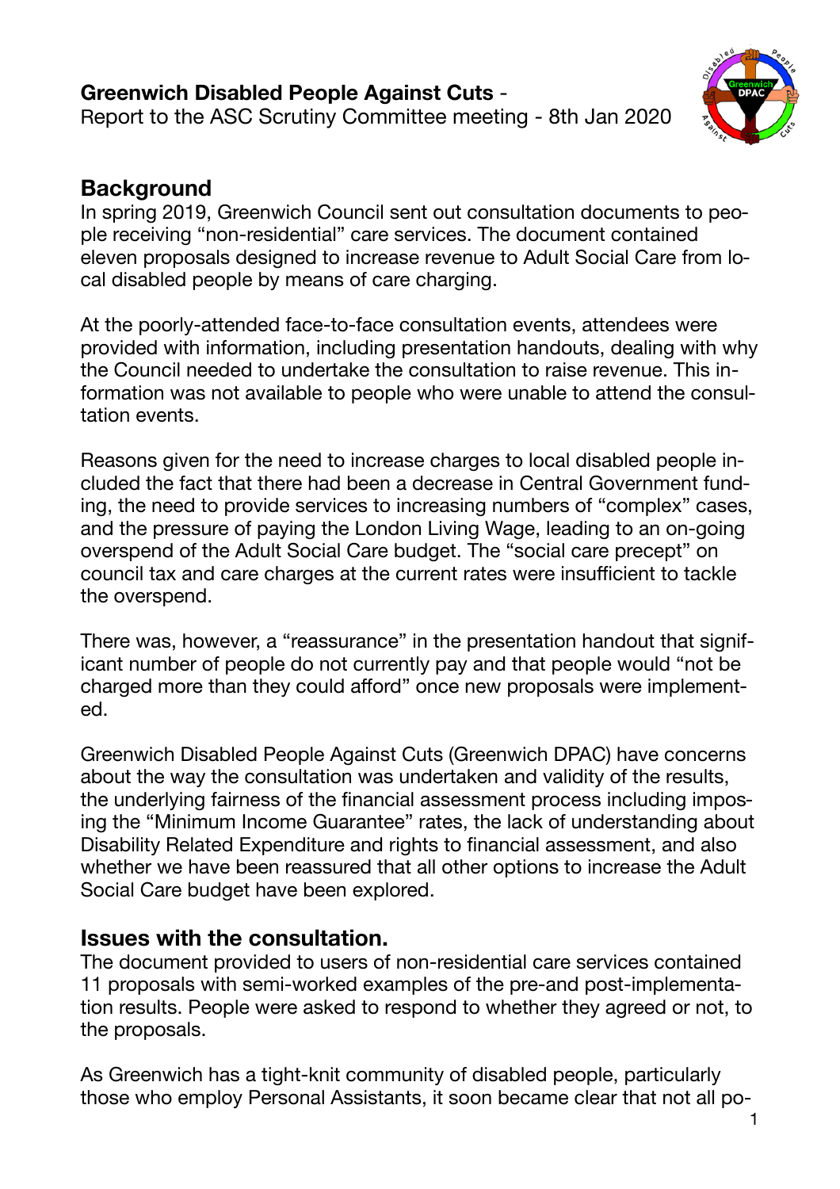**Greenwich Disabled People Against Cuts** -
Report to the ASC Scrutiny Committee meeting - 8th Jan 2020

## Background

In spring 2019, Greenwich Council sent out consultation documents to people receiving "non-residential" care services. The document contained eleven proposals designed to increase revenue to Adult Social Care from local disabled people by means of care charging.

At the poorly-attended face-to-face consultation events, attendees were provided with information, including presentation handouts, dealing with why the Council needed to undertake the consultation to raise revenue. This information was not available to people who were unable to attend the consultation events.

Reasons given for the need to increase charges to local disabled people included the fact that there had been a decrease in Central Government funding, the need to provide services to increasing numbers of "complex" cases, and the pressure of paying the London Living Wage, leading to an on-going overspend of the Adult Social Care budget. The "social care precept" on council tax and care charges at the current rates were insufficient to tackle the overspend.

There was, however, a "reassurance" in the presentation handout that significant number of people do not currently pay and that people would "not be charged more than they could afford" once new proposals were implemented.

Greenwich Disabled People Against Cuts (Greenwich DPAC) have concerns about the way the consultation was undertaken and validity of the results, the underlying fairness of the financial assessment process including imposing the "Minimum Income Guarantee" rates, the lack of understanding about Disability Related Expenditure and rights to financial assessment, and also whether we have been reassured that all other options to increase the Adult Social Care budget have been explored.

## Issues with the consultation.

The document provided to users of non-residential care services contained 11 proposals with semi-worked examples of the pre-and post-implementation results. People were asked to respond to whether they agreed or not, to the proposals.

As Greenwich has a tight-knit community of disabled people, particularly those who employ Personal Assistants, it soon became clear that not all po-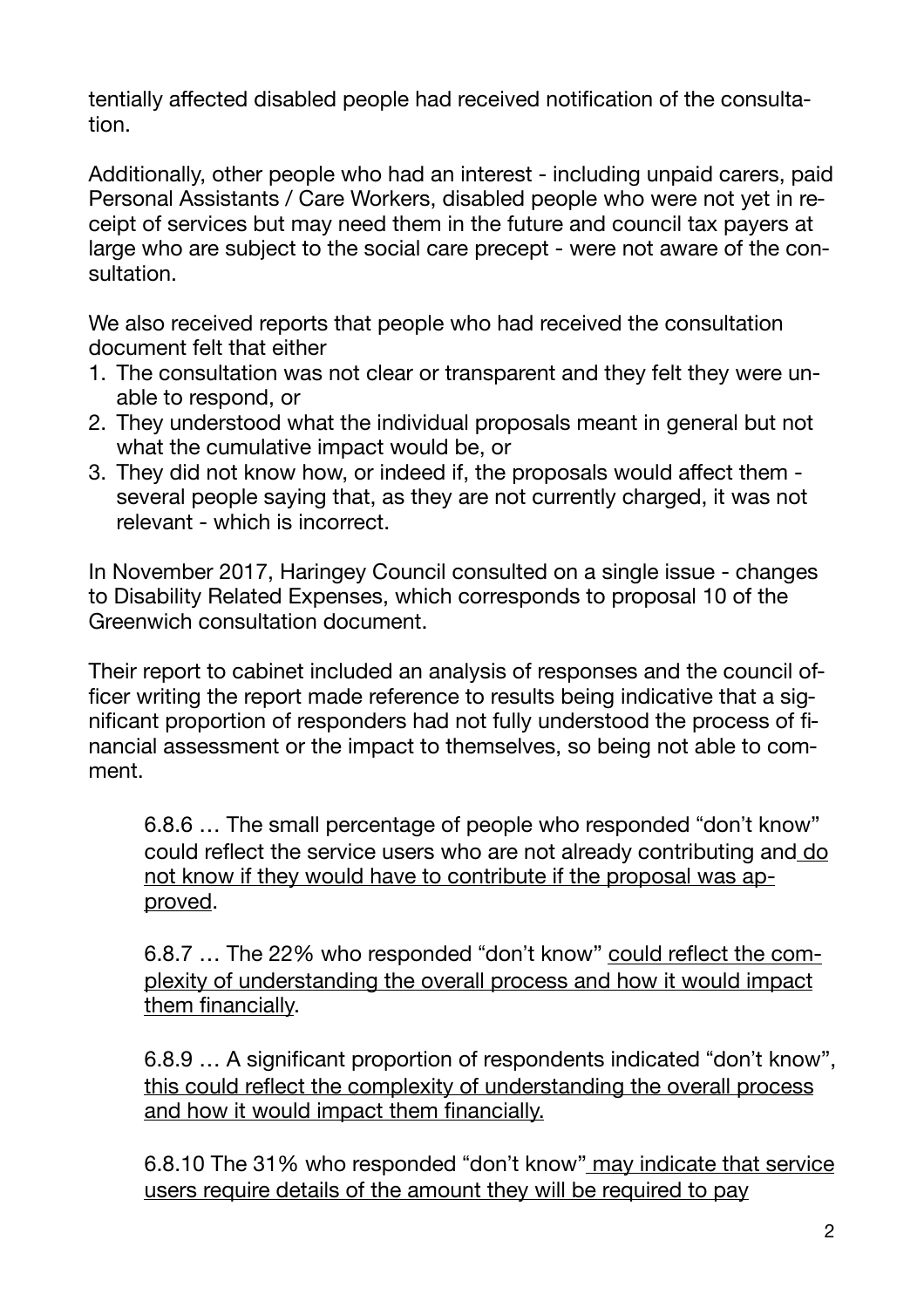tentially affected disabled people had received notification of the consultation.

Additionally, other people who had an interest - including unpaid carers, paid Personal Assistants / Care Workers, disabled people who were not yet in receipt of services but may need them in the future and council tax payers at large who are subject to the social care precept - were not aware of the consultation.

We also received reports that people who had received the consultation document felt that either

1. The consultation was not clear or transparent and they felt they were unable to respond, or
2. They understood what the individual proposals meant in general but not what the cumulative impact would be, or
3. They did not know how, or indeed if, the proposals would affect them - several people saying that, as they are not currently charged, it was not relevant - which is incorrect.

In November 2017, Haringey Council consulted on a single issue - changes to Disability Related Expenses, which corresponds to proposal 10 of the Greenwich consultation document.

Their report to cabinet included an analysis of responses and the council officer writing the report made reference to results being indicative that a significant proportion of responders had not fully understood the process of financial assessment or the impact to themselves, so being not able to comment.

> 6.8.6 … The small percentage of people who responded "don't know" could reflect the service users who are not already contributing and <u>do not know if they would have to contribute if the proposal was approved</u>.
>
> 6.8.7 … The 22% who responded "don't know" <u>could reflect the complexity of understanding the overall process and how it would impact them financially</u>.
>
> 6.8.9 … A significant proportion of respondents indicated "don't know", <u>this could reflect the complexity of understanding the overall process and how it would impact them financially.</u>
>
> 6.8.10 The 31% who responded "don't know" <u>may indicate that service users require details of the amount they will be required to pay</u>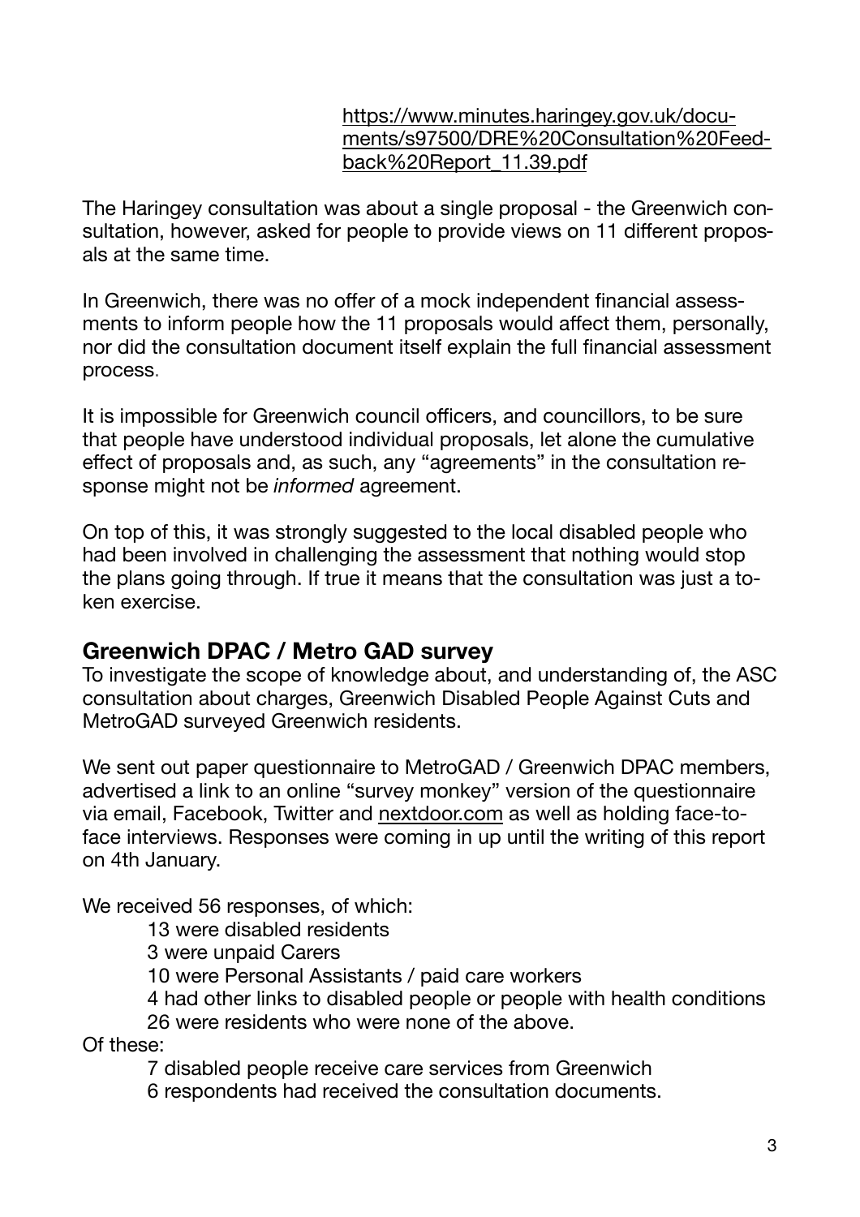[https://www.minutes.haringey.gov.uk/documents/s97500/DRE%20Consultation%20Feedback%20Report_11.39.pdf](https://www.minutes.haringey.gov.uk/documents/s97500/DRE%20Consultation%20Feedback%20Report_11.39.pdf)

The Haringey consultation was about a single proposal - the Greenwich consultation, however, asked for people to provide views on 11 different proposals at the same time.

In Greenwich, there was no offer of a mock independent financial assessments to inform people how the 11 proposals would affect them, personally, nor did the consultation document itself explain the full financial assessment process.

It is impossible for Greenwich council officers, and councillors, to be sure that people have understood individual proposals, let alone the cumulative effect of proposals and, as such, any "agreements" in the consultation response might not be *informed* agreement.

On top of this, it was strongly suggested to the local disabled people who had been involved in challenging the assessment that nothing would stop the plans going through. If true it means that the consultation was just a token exercise.

## Greenwich DPAC / Metro GAD survey

To investigate the scope of knowledge about, and understanding of, the ASC consultation about charges, Greenwich Disabled People Against Cuts and MetroGAD surveyed Greenwich residents.

We sent out paper questionnaire to MetroGAD / Greenwich DPAC members, advertised a link to an online "survey monkey" version of the questionnaire via email, Facebook, Twitter and [nextdoor.com](http://nextdoor.com) as well as holding face-to-face interviews. Responses were coming in up until the writing of this report on 4th January.

We received 56 responses, of which:

- 13 were disabled residents
- 3 were unpaid Carers
- 10 were Personal Assistants / paid care workers
- 4 had other links to disabled people or people with health conditions
- 26 were residents who were none of the above.

Of these:

- 7 disabled people receive care services from Greenwich
- 6 respondents had received the consultation documents.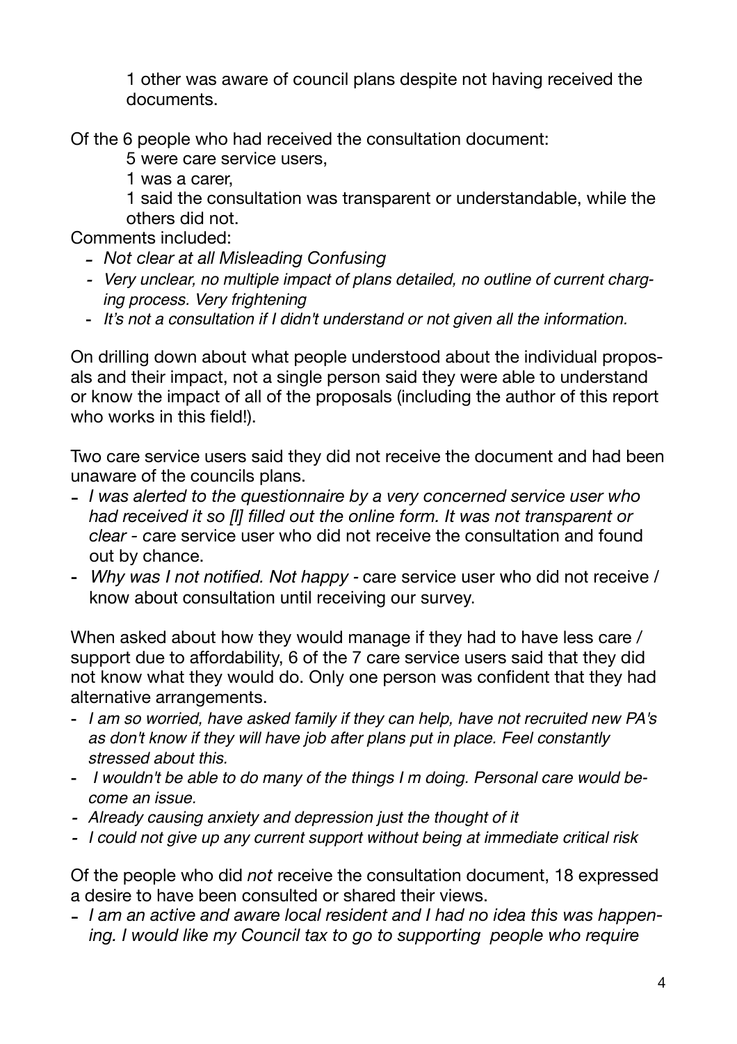1 other was aware of council plans despite not having received the documents.

Of the 6 people who had received the consultation document:

5 were care service users,

1 was a carer,

1 said the consultation was transparent or understandable, while the others did not.

Comments included:

- *Not clear at all Misleading Confusing*
- *Very unclear, no multiple impact of plans detailed, no outline of current charging process. Very frightening*
- *It's not a consultation if I didn't understand or not given all the information.*

On drilling down about what people understood about the individual proposals and their impact, not a single person said they were able to understand or know the impact of all of the proposals (including the author of this report who works in this field!).

Two care service users said they did not receive the document and had been unaware of the councils plans.

- *I was alerted to the questionnaire by a very concerned service user who had received it so [I] filled out the online form. It was not transparent or clear* - care service user who did not receive the consultation and found out by chance.
- *Why was I not notified. Not happy* - care service user who did not receive / know about consultation until receiving our survey.

When asked about how they would manage if they had to have less care / support due to affordability, 6 of the 7 care service users said that they did not know what they would do. Only one person was confident that they had alternative arrangements.

- *I am so worried, have asked family if they can help, have not recruited new PA's as don't know if they will have job after plans put in place. Feel constantly stressed about this.*
- *I wouldn't be able to do many of the things I m doing. Personal care would become an issue.*
- *Already causing anxiety and depression just the thought of it*
- *I could not give up any current support without being at immediate critical risk*

Of the people who did *not* receive the consultation document, 18 expressed a desire to have been consulted or shared their views.

- *I am an active and aware local resident and I had no idea this was happening. I would like my Council tax to go to supporting people who require*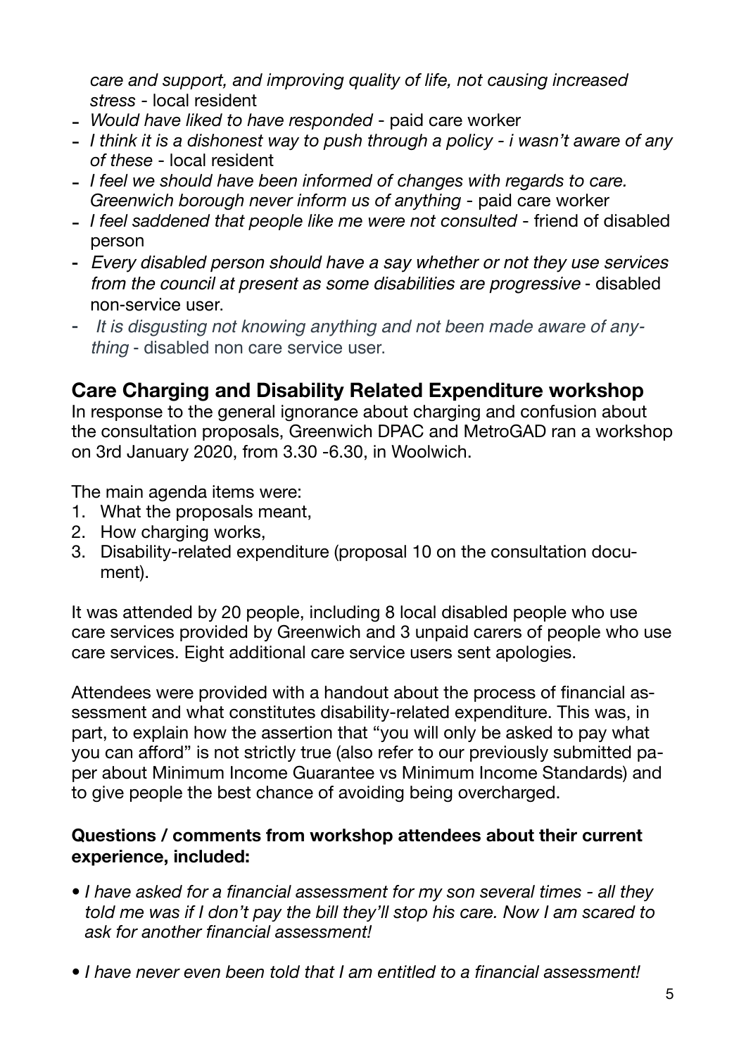*care and support, and improving quality of life, not causing increased stress* - local resident

- *Would have liked to have responded* - paid care worker
- *I think it is a dishonest way to push through a policy - i wasn't aware of any of these* - local resident
- *I feel we should have been informed of changes with regards to care. Greenwich borough never inform us of anything* - paid care worker
- *I feel saddened that people like me were not consulted* - friend of disabled person
- *Every disabled person should have a say whether or not they use services from the council at present as some disabilities are progressive* - disabled non-service user.
- *It is disgusting not knowing anything and not been made aware of anything* - disabled non care service user.

## Care Charging and Disability Related Expenditure workshop

In response to the general ignorance about charging and confusion about the consultation proposals, Greenwich DPAC and MetroGAD ran a workshop on 3rd January 2020, from 3.30 -6.30, in Woolwich.

The main agenda items were:

1. What the proposals meant,
2. How charging works,
3. Disability-related expenditure (proposal 10 on the consultation document).

It was attended by 20 people, including 8 local disabled people who use care services provided by Greenwich and 3 unpaid carers of people who use care services. Eight additional care service users sent apologies.

Attendees were provided with a handout about the process of financial assessment and what constitutes disability-related expenditure. This was, in part, to explain how the assertion that "you will only be asked to pay what you can afford" is not strictly true (also refer to our previously submitted paper about Minimum Income Guarantee vs Minimum Income Standards) and to give people the best chance of avoiding being overcharged.

**Questions / comments from workshop attendees about their current experience, included:**

- *I have asked for a financial assessment for my son several times - all they told me was if I don't pay the bill they'll stop his care. Now I am scared to ask for another financial assessment!*
- *I have never even been told that I am entitled to a financial assessment!*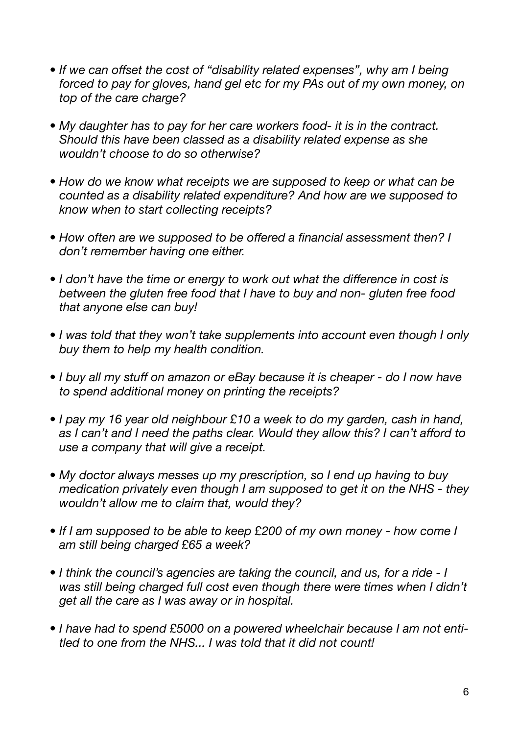- *If we can offset the cost of "disability related expenses", why am I being forced to pay for gloves, hand gel etc for my PAs out of my own money, on top of the care charge?*

- *My daughter has to pay for her care workers food- it is in the contract. Should this have been classed as a disability related expense as she wouldn't choose to do so otherwise?*

- *How do we know what receipts we are supposed to keep or what can be counted as a disability related expenditure? And how are we supposed to know when to start collecting receipts?*

- *How often are we supposed to be offered a financial assessment then? I don't remember having one either.*

- *I don't have the time or energy to work out what the difference in cost is between the gluten free food that I have to buy and non- gluten free food that anyone else can buy!*

- *I was told that they won't take supplements into account even though I only buy them to help my health condition.*

- *I buy all my stuff on amazon or eBay because it is cheaper - do I now have to spend additional money on printing the receipts?*

- *I pay my 16 year old neighbour £10 a week to do my garden, cash in hand, as I can't and I need the paths clear. Would they allow this? I can't afford to use a company that will give a receipt.*

- *My doctor always messes up my prescription, so I end up having to buy medication privately even though I am supposed to get it on the NHS - they wouldn't allow me to claim that, would they?*

- *If I am supposed to be able to keep £200 of my own money - how come I am still being charged £65 a week?*

- *I think the council's agencies are taking the council, and us, for a ride - I was still being charged full cost even though there were times when I didn't get all the care as I was away or in hospital.*

- *I have had to spend £5000 on a powered wheelchair because I am not entitled to one from the NHS... I was told that it did not count!*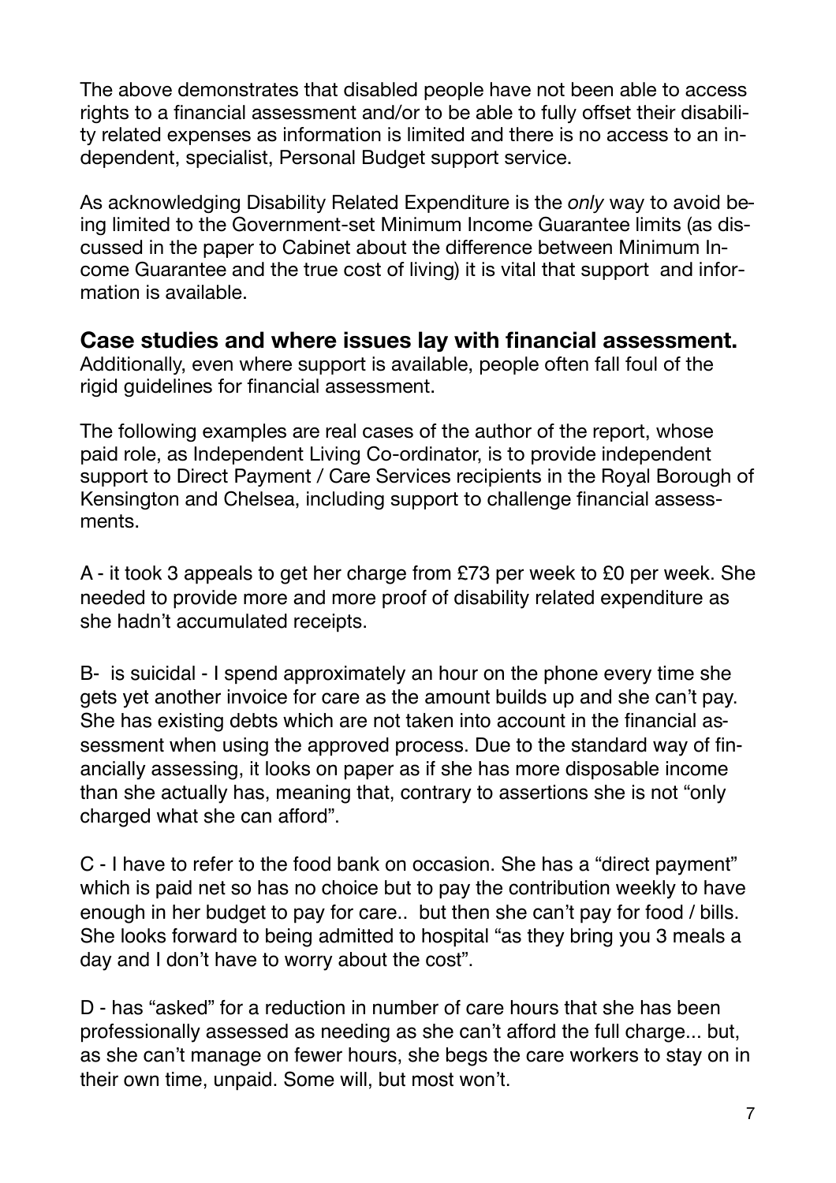The above demonstrates that disabled people have not been able to access rights to a financial assessment and/or to be able to fully offset their disability related expenses as information is limited and there is no access to an independent, specialist, Personal Budget support service.

As acknowledging Disability Related Expenditure is the *only* way to avoid being limited to the Government-set Minimum Income Guarantee limits (as discussed in the paper to Cabinet about the difference between Minimum Income Guarantee and the true cost of living) it is vital that support and information is available.

## Case studies and where issues lay with financial assessment.

Additionally, even where support is available, people often fall foul of the rigid guidelines for financial assessment.

The following examples are real cases of the author of the report, whose paid role, as Independent Living Co-ordinator, is to provide independent support to Direct Payment / Care Services recipients in the Royal Borough of Kensington and Chelsea, including support to challenge financial assessments.

A - it took 3 appeals to get her charge from £73 per week to £0 per week. She needed to provide more and more proof of disability related expenditure as she hadn't accumulated receipts.

B- is suicidal - I spend approximately an hour on the phone every time she gets yet another invoice for care as the amount builds up and she can't pay. She has existing debts which are not taken into account in the financial assessment when using the approved process. Due to the standard way of financially assessing, it looks on paper as if she has more disposable income than she actually has, meaning that, contrary to assertions she is not "only charged what she can afford".

C - I have to refer to the food bank on occasion. She has a "direct payment" which is paid net so has no choice but to pay the contribution weekly to have enough in her budget to pay for care.. but then she can't pay for food / bills. She looks forward to being admitted to hospital "as they bring you 3 meals a day and I don't have to worry about the cost".

D - has "asked" for a reduction in number of care hours that she has been professionally assessed as needing as she can't afford the full charge... but, as she can't manage on fewer hours, she begs the care workers to stay on in their own time, unpaid. Some will, but most won't.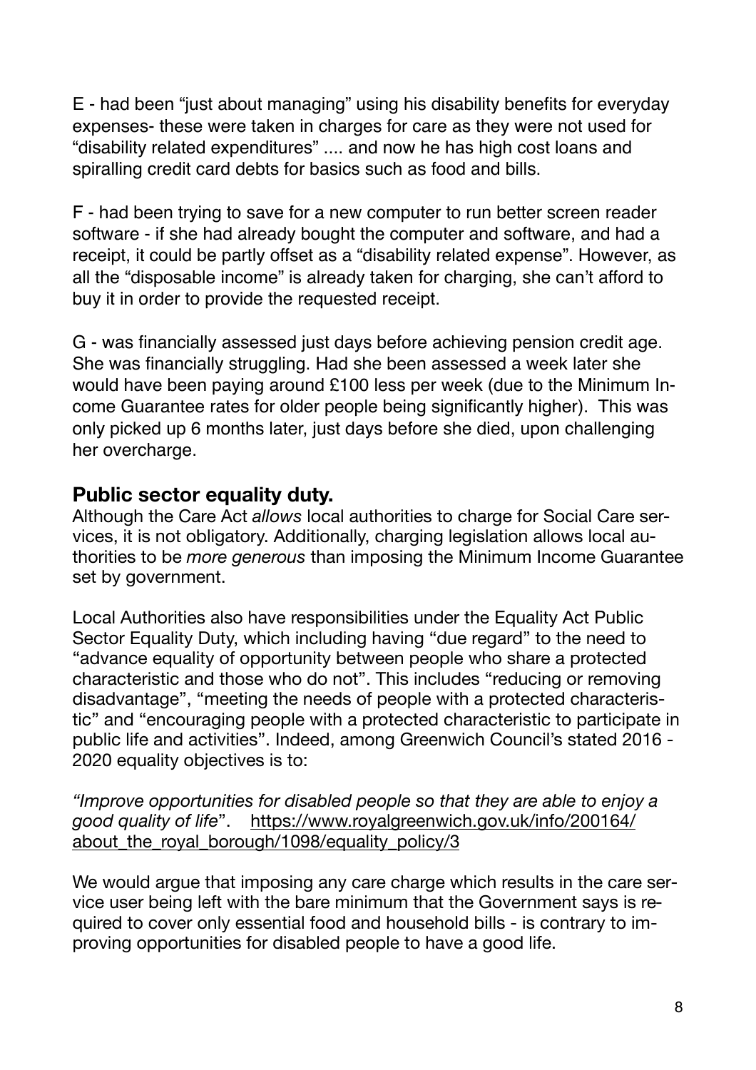E - had been "just about managing" using his disability benefits for everyday expenses- these were taken in charges for care as they were not used for "disability related expenditures" .... and now he has high cost loans and spiralling credit card debts for basics such as food and bills.

F - had been trying to save for a new computer to run better screen reader software - if she had already bought the computer and software, and had a receipt, it could be partly offset as a "disability related expense". However, as all the "disposable income" is already taken for charging, she can't afford to buy it in order to provide the requested receipt.

G - was financially assessed just days before achieving pension credit age. She was financially struggling. Had she been assessed a week later she would have been paying around £100 less per week (due to the Minimum Income Guarantee rates for older people being significantly higher). This was only picked up 6 months later, just days before she died, upon challenging her overcharge.

## Public sector equality duty.

Although the Care Act *allows* local authorities to charge for Social Care services, it is not obligatory. Additionally, charging legislation allows local authorities to be *more generous* than imposing the Minimum Income Guarantee set by government.

Local Authorities also have responsibilities under the Equality Act Public Sector Equality Duty, which including having "due regard" to the need to "advance equality of opportunity between people who share a protected characteristic and those who do not". This includes "reducing or removing disadvantage", "meeting the needs of people with a protected characteristic" and "encouraging people with a protected characteristic to participate in public life and activities". Indeed, among Greenwich Council's stated 2016 - 2020 equality objectives is to:

*"Improve opportunities for disabled people so that they are able to enjoy a good quality of life*". https://www.royalgreenwich.gov.uk/info/200164/about_the_royal_borough/1098/equality_policy/3

We would argue that imposing any care charge which results in the care service user being left with the bare minimum that the Government says is required to cover only essential food and household bills - is contrary to improving opportunities for disabled people to have a good life.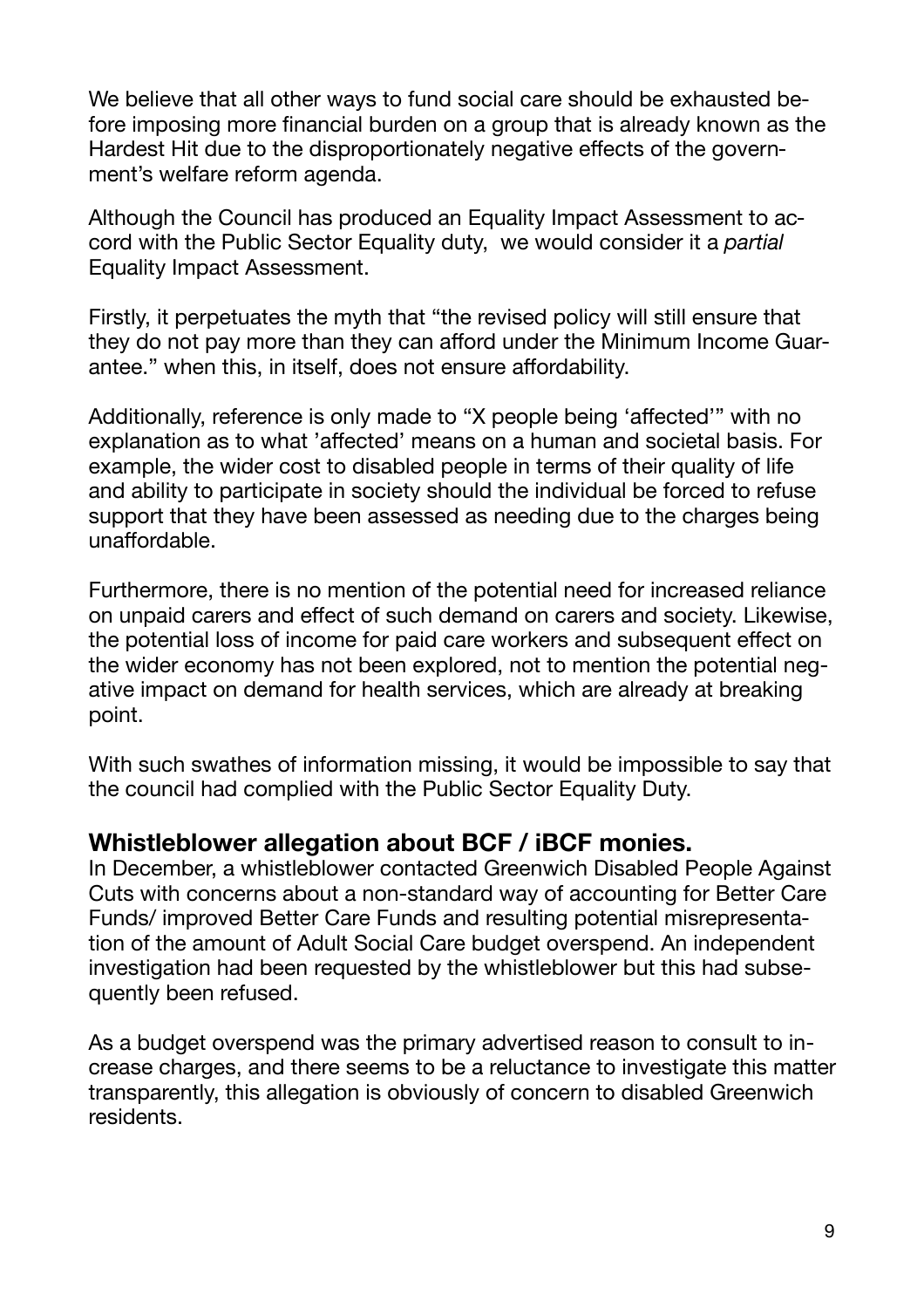We believe that all other ways to fund social care should be exhausted before imposing more financial burden on a group that is already known as the Hardest Hit due to the disproportionately negative effects of the government's welfare reform agenda.

Although the Council has produced an Equality Impact Assessment to accord with the Public Sector Equality duty, we would consider it a *partial* Equality Impact Assessment.

Firstly, it perpetuates the myth that "the revised policy will still ensure that they do not pay more than they can afford under the Minimum Income Guarantee." when this, in itself, does not ensure affordability.

Additionally, reference is only made to "X people being 'affected'" with no explanation as to what 'affected' means on a human and societal basis. For example, the wider cost to disabled people in terms of their quality of life and ability to participate in society should the individual be forced to refuse support that they have been assessed as needing due to the charges being unaffordable.

Furthermore, there is no mention of the potential need for increased reliance on unpaid carers and effect of such demand on carers and society. Likewise, the potential loss of income for paid care workers and subsequent effect on the wider economy has not been explored, not to mention the potential negative impact on demand for health services, which are already at breaking point.

With such swathes of information missing, it would be impossible to say that the council had complied with the Public Sector Equality Duty.

## Whistleblower allegation about BCF / iBCF monies.

In December, a whistleblower contacted Greenwich Disabled People Against Cuts with concerns about a non-standard way of accounting for Better Care Funds/ improved Better Care Funds and resulting potential misrepresentation of the amount of Adult Social Care budget overspend. An independent investigation had been requested by the whistleblower but this had subsequently been refused.

As a budget overspend was the primary advertised reason to consult to increase charges, and there seems to be a reluctance to investigate this matter transparently, this allegation is obviously of concern to disabled Greenwich residents.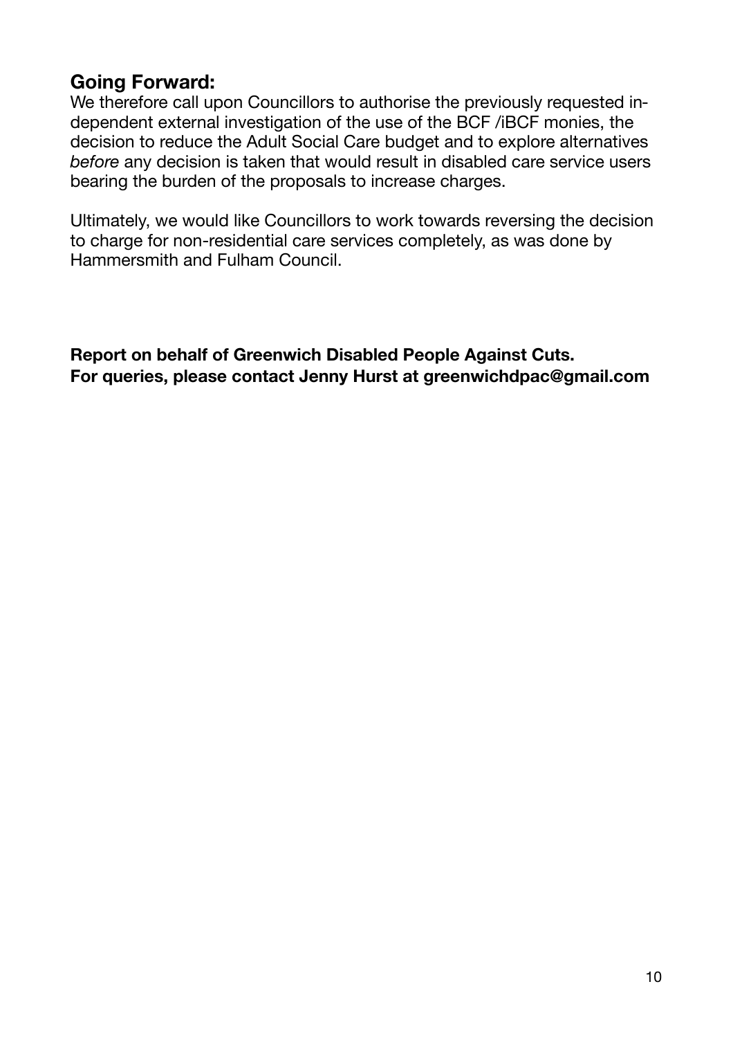## Going Forward:

We therefore call upon Councillors to authorise the previously requested independent external investigation of the use of the BCF /iBCF monies, the decision to reduce the Adult Social Care budget and to explore alternatives *before* any decision is taken that would result in disabled care service users bearing the burden of the proposals to increase charges.

Ultimately, we would like Councillors to work towards reversing the decision to charge for non-residential care services completely, as was done by Hammersmith and Fulham Council.

**Report on behalf of Greenwich Disabled People Against Cuts.**
**For queries, please contact Jenny Hurst at greenwichdpac@gmail.com**